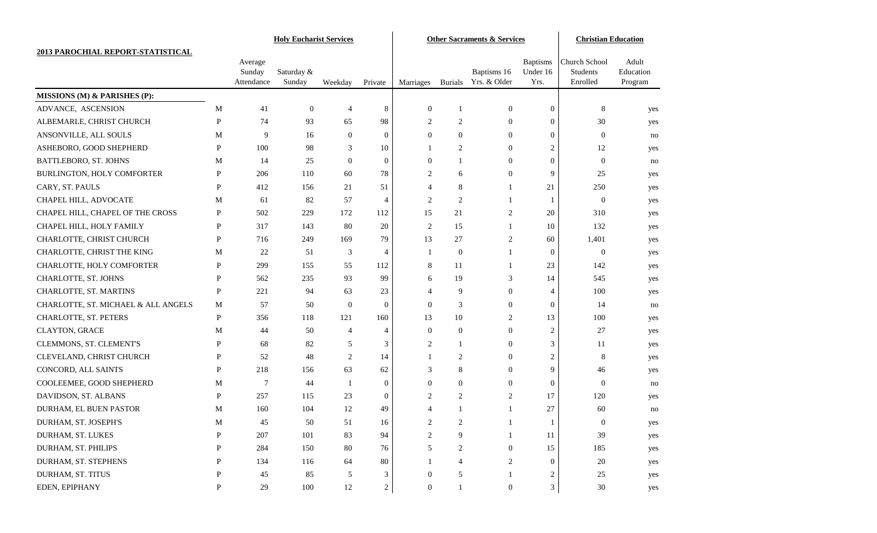## 2013 PAROCHIAL REPORT-STATISTICAL

| | | Holy Eucharist Services | | | | Other Sacraments & Services | | | | Christian Education | |
|---|---|---|---|---|---|---|---|---|---|---|---|
| | | Average Sunday Attendance | Saturday & Sunday | Weekday | Private | Marriages | Burials | Baptisms 16 Yrs. & Older | Baptisms Under 16 Yrs. | Church School Students Enrolled | Adult Education Program |
| **MISSIONS (M) & PARISHES (P):** | | | | | | | | | | | |
| ADVANCE, ASCENSION | M | 41 | 0 | 4 | 8 | 0 | 1 | 0 | 0 | 8 | yes |
| ALBEMARLE, CHRIST CHURCH | P | 74 | 93 | 65 | 98 | 2 | 2 | 0 | 0 | 30 | yes |
| ANSONVILLE, ALL SOULS | M | 9 | 16 | 0 | 0 | 0 | 0 | 0 | 0 | 0 | no |
| ASHEBORO, GOOD SHEPHERD | P | 100 | 98 | 3 | 10 | 1 | 2 | 0 | 2 | 12 | yes |
| BATTLEBORO, ST. JOHNS | M | 14 | 25 | 0 | 0 | 0 | 1 | 0 | 0 | 0 | no |
| BURLINGTON, HOLY COMFORTER | P | 206 | 110 | 60 | 78 | 2 | 6 | 0 | 9 | 25 | yes |
| CARY, ST. PAULS | P | 412 | 156 | 21 | 51 | 4 | 8 | 1 | 21 | 250 | yes |
| CHAPEL HILL, ADVOCATE | M | 61 | 82 | 57 | 4 | 2 | 2 | 1 | 1 | 0 | yes |
| CHAPEL HILL, CHAPEL OF THE CROSS | P | 502 | 229 | 172 | 112 | 15 | 21 | 2 | 20 | 310 | yes |
| CHAPEL HILL, HOLY FAMILY | P | 317 | 143 | 80 | 20 | 2 | 15 | 1 | 10 | 132 | yes |
| CHARLOTTE, CHRIST CHURCH | P | 716 | 249 | 169 | 79 | 13 | 27 | 2 | 60 | 1,401 | yes |
| CHARLOTTE, CHRIST THE KING | M | 22 | 51 | 3 | 4 | 1 | 0 | 1 | 0 | 0 | yes |
| CHARLOTTE, HOLY COMFORTER | P | 299 | 155 | 55 | 112 | 8 | 11 | 1 | 23 | 142 | yes |
| CHARLOTTE, ST. JOHNS | P | 562 | 235 | 93 | 99 | 6 | 19 | 3 | 14 | 545 | yes |
| CHARLOTTE, ST. MARTINS | P | 221 | 94 | 63 | 23 | 4 | 9 | 0 | 4 | 100 | yes |
| CHARLOTTE, ST. MICHAEL & ALL ANGELS | M | 57 | 50 | 0 | 0 | 0 | 3 | 0 | 0 | 14 | no |
| CHARLOTTE, ST. PETERS | P | 356 | 118 | 121 | 160 | 13 | 10 | 2 | 13 | 100 | yes |
| CLAYTON, GRACE | M | 44 | 50 | 4 | 4 | 0 | 0 | 0 | 2 | 27 | yes |
| CLEMMONS, ST. CLEMENT'S | P | 68 | 82 | 5 | 3 | 2 | 1 | 0 | 3 | 11 | yes |
| CLEVELAND, CHRIST CHURCH | P | 52 | 48 | 2 | 14 | 1 | 2 | 0 | 2 | 8 | yes |
| CONCORD, ALL SAINTS | P | 218 | 156 | 63 | 62 | 3 | 8 | 0 | 9 | 46 | yes |
| COOLEEMEE, GOOD SHEPHERD | M | 7 | 44 | 1 | 0 | 0 | 0 | 0 | 0 | 0 | no |
| DAVIDSON, ST. ALBANS | P | 257 | 115 | 23 | 0 | 2 | 2 | 2 | 17 | 120 | yes |
| DURHAM, EL BUEN PASTOR | M | 160 | 104 | 12 | 49 | 4 | 1 | 1 | 27 | 60 | no |
| DURHAM, ST. JOSEPH'S | M | 45 | 50 | 51 | 16 | 2 | 2 | 1 | 1 | 0 | yes |
| DURHAM, ST. LUKES | P | 207 | 101 | 83 | 94 | 2 | 9 | 1 | 11 | 39 | yes |
| DURHAM, ST. PHILIPS | P | 284 | 150 | 80 | 76 | 5 | 2 | 0 | 15 | 185 | yes |
| DURHAM, ST. STEPHENS | P | 134 | 116 | 64 | 80 | 1 | 4 | 2 | 0 | 20 | yes |
| DURHAM, ST. TITUS | P | 45 | 85 | 5 | 3 | 0 | 5 | 1 | 2 | 25 | yes |
| EDEN, EPIPHANY | P | 29 | 100 | 12 | 2 | 0 | 1 | 0 | 3 | 30 | yes |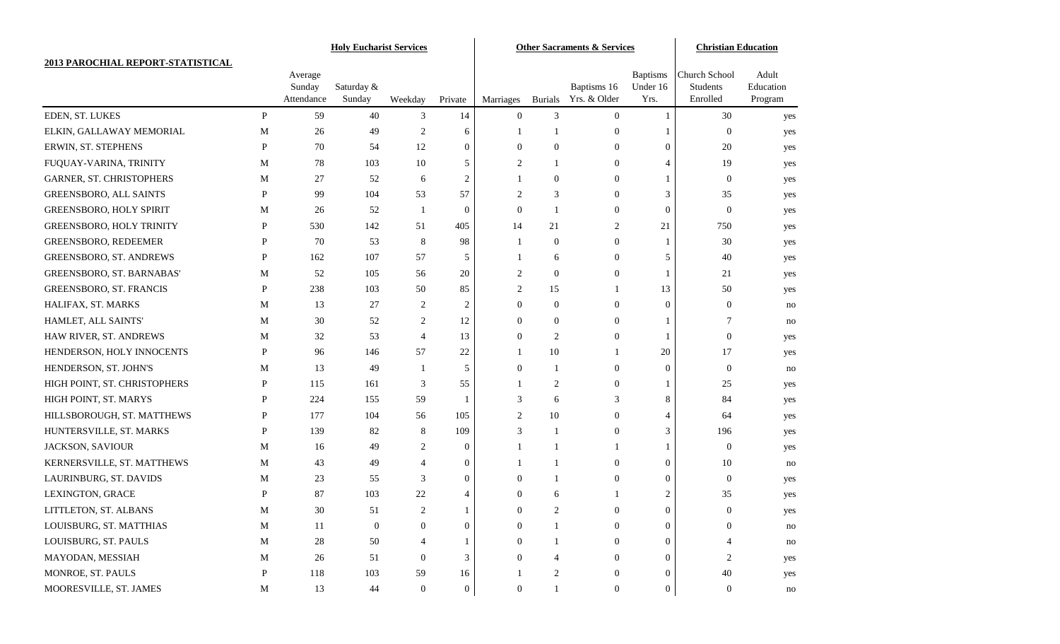## 2013 PAROCHIAL REPORT-STATISTICAL

| | | Holy Eucharist Services | | | | Other Sacraments & Services | | | | Christian Education | |
|---|---|---|---|---|---|---|---|---|---|---|---|
| | | Average Sunday Attendance | Saturday & Sunday | Weekday | Private | Marriages | Burials | Baptisms 16 Yrs. & Older | Baptisms Under 16 Yrs. | Church School Students Enrolled | Adult Education Program |
| EDEN, ST. LUKES | P | 59 | 40 | 3 | 14 | 0 | 3 | 0 | 1 | 30 | yes |
| ELKIN, GALLAWAY MEMORIAL | M | 26 | 49 | 2 | 6 | 1 | 1 | 0 | 1 | 0 | yes |
| ERWIN, ST. STEPHENS | P | 70 | 54 | 12 | 0 | 0 | 0 | 0 | 0 | 20 | yes |
| FUQUAY-VARINA, TRINITY | M | 78 | 103 | 10 | 5 | 2 | 1 | 0 | 4 | 19 | yes |
| GARNER, ST. CHRISTOPHERS | M | 27 | 52 | 6 | 2 | 1 | 0 | 0 | 1 | 0 | yes |
| GREENSBORO, ALL SAINTS | P | 99 | 104 | 53 | 57 | 2 | 3 | 0 | 3 | 35 | yes |
| GREENSBORO, HOLY SPIRIT | M | 26 | 52 | 1 | 0 | 0 | 1 | 0 | 0 | 0 | yes |
| GREENSBORO, HOLY TRINITY | P | 530 | 142 | 51 | 405 | 14 | 21 | 2 | 21 | 750 | yes |
| GREENSBORO, REDEEMER | P | 70 | 53 | 8 | 98 | 1 | 0 | 0 | 1 | 30 | yes |
| GREENSBORO, ST. ANDREWS | P | 162 | 107 | 57 | 5 | 1 | 6 | 0 | 5 | 40 | yes |
| GREENSBORO, ST. BARNABAS' | M | 52 | 105 | 56 | 20 | 2 | 0 | 0 | 1 | 21 | yes |
| GREENSBORO, ST. FRANCIS | P | 238 | 103 | 50 | 85 | 2 | 15 | 1 | 13 | 50 | yes |
| HALIFAX, ST. MARKS | M | 13 | 27 | 2 | 2 | 0 | 0 | 0 | 0 | 0 | no |
| HAMLET, ALL SAINTS' | M | 30 | 52 | 2 | 12 | 0 | 0 | 0 | 1 | 7 | no |
| HAW RIVER, ST. ANDREWS | M | 32 | 53 | 4 | 13 | 0 | 2 | 0 | 1 | 0 | yes |
| HENDERSON, HOLY INNOCENTS | P | 96 | 146 | 57 | 22 | 1 | 10 | 1 | 20 | 17 | yes |
| HENDERSON, ST. JOHN'S | M | 13 | 49 | 1 | 5 | 0 | 1 | 0 | 0 | 0 | no |
| HIGH POINT, ST. CHRISTOPHERS | P | 115 | 161 | 3 | 55 | 1 | 2 | 0 | 1 | 25 | yes |
| HIGH POINT, ST. MARYS | P | 224 | 155 | 59 | 1 | 3 | 6 | 3 | 8 | 84 | yes |
| HILLSBOROUGH, ST. MATTHEWS | P | 177 | 104 | 56 | 105 | 2 | 10 | 0 | 4 | 64 | yes |
| HUNTERSVILLE, ST. MARKS | P | 139 | 82 | 8 | 109 | 3 | 1 | 0 | 3 | 196 | yes |
| JACKSON, SAVIOUR | M | 16 | 49 | 2 | 0 | 1 | 1 | 1 | 1 | 0 | yes |
| KERNERSVILLE, ST. MATTHEWS | M | 43 | 49 | 4 | 0 | 1 | 1 | 0 | 0 | 10 | no |
| LAURINBURG, ST. DAVIDS | M | 23 | 55 | 3 | 0 | 0 | 1 | 0 | 0 | 0 | yes |
| LEXINGTON, GRACE | P | 87 | 103 | 22 | 4 | 0 | 6 | 1 | 2 | 35 | yes |
| LITTLETON, ST. ALBANS | M | 30 | 51 | 2 | 1 | 0 | 2 | 0 | 0 | 0 | yes |
| LOUISBURG, ST. MATTHIAS | M | 11 | 0 | 0 | 0 | 0 | 1 | 0 | 0 | 0 | no |
| LOUISBURG, ST. PAULS | M | 28 | 50 | 4 | 1 | 0 | 1 | 0 | 0 | 4 | no |
| MAYODAN, MESSIAH | M | 26 | 51 | 0 | 3 | 0 | 4 | 0 | 0 | 2 | yes |
| MONROE, ST. PAULS | P | 118 | 103 | 59 | 16 | 1 | 2 | 0 | 0 | 40 | yes |
| MOORESVILLE, ST. JAMES | M | 13 | 44 | 0 | 0 | 0 | 1 | 0 | 0 | 0 | no |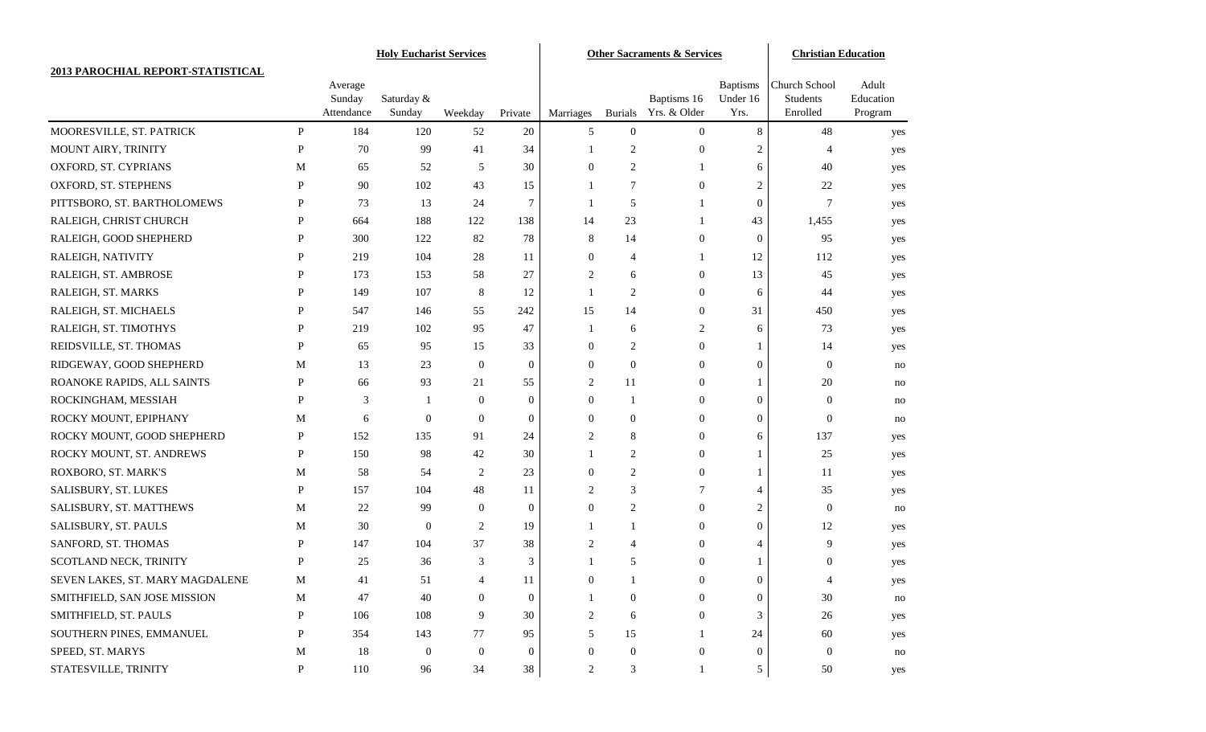| 2013 PAROCHIAL REPORT-STATISTICAL | | Holy Eucharist Services | | | | Other Sacraments & Services | | | | Christian Education | |
|---|---|---|---|---|---|---|---|---|---|---|---|
| | | Average Sunday Attendance | Saturday & Sunday | Weekday | Private | Marriages | Burials | Baptisms 16 Yrs. & Older | Baptisms Under 16 Yrs. | Church School Students Enrolled | Adult Education Program |
| MOORESVILLE, ST. PATRICK | P | 184 | 120 | 52 | 20 | 5 | 0 | 0 | 8 | 48 | yes |
| MOUNT AIRY, TRINITY | P | 70 | 99 | 41 | 34 | 1 | 2 | 0 | 2 | 4 | yes |
| OXFORD, ST. CYPRIANS | M | 65 | 52 | 5 | 30 | 0 | 2 | 1 | 6 | 40 | yes |
| OXFORD, ST. STEPHENS | P | 90 | 102 | 43 | 15 | 1 | 7 | 0 | 2 | 22 | yes |
| PITTSBORO, ST. BARTHOLOMEWS | P | 73 | 13 | 24 | 7 | 1 | 5 | 1 | 0 | 7 | yes |
| RALEIGH, CHRIST CHURCH | P | 664 | 188 | 122 | 138 | 14 | 23 | 1 | 43 | 1,455 | yes |
| RALEIGH, GOOD SHEPHERD | P | 300 | 122 | 82 | 78 | 8 | 14 | 0 | 0 | 95 | yes |
| RALEIGH, NATIVITY | P | 219 | 104 | 28 | 11 | 0 | 4 | 1 | 12 | 112 | yes |
| RALEIGH, ST. AMBROSE | P | 173 | 153 | 58 | 27 | 2 | 6 | 0 | 13 | 45 | yes |
| RALEIGH, ST. MARKS | P | 149 | 107 | 8 | 12 | 1 | 2 | 0 | 6 | 44 | yes |
| RALEIGH, ST. MICHAELS | P | 547 | 146 | 55 | 242 | 15 | 14 | 0 | 31 | 450 | yes |
| RALEIGH, ST. TIMOTHYS | P | 219 | 102 | 95 | 47 | 1 | 6 | 2 | 6 | 73 | yes |
| REIDSVILLE, ST. THOMAS | P | 65 | 95 | 15 | 33 | 0 | 2 | 0 | 1 | 14 | yes |
| RIDGEWAY, GOOD SHEPHERD | M | 13 | 23 | 0 | 0 | 0 | 0 | 0 | 0 | 0 | no |
| ROANOKE RAPIDS, ALL SAINTS | P | 66 | 93 | 21 | 55 | 2 | 11 | 0 | 1 | 20 | no |
| ROCKINGHAM, MESSIAH | P | 3 | 1 | 0 | 0 | 0 | 1 | 0 | 0 | 0 | no |
| ROCKY MOUNT, EPIPHANY | M | 6 | 0 | 0 | 0 | 0 | 0 | 0 | 0 | 0 | no |
| ROCKY MOUNT, GOOD SHEPHERD | P | 152 | 135 | 91 | 24 | 2 | 8 | 0 | 6 | 137 | yes |
| ROCKY MOUNT, ST. ANDREWS | P | 150 | 98 | 42 | 30 | 1 | 2 | 0 | 1 | 25 | yes |
| ROXBORO, ST. MARK'S | M | 58 | 54 | 2 | 23 | 0 | 2 | 0 | 1 | 11 | yes |
| SALISBURY, ST. LUKES | P | 157 | 104 | 48 | 11 | 2 | 3 | 7 | 4 | 35 | yes |
| SALISBURY, ST. MATTHEWS | M | 22 | 99 | 0 | 0 | 0 | 2 | 0 | 2 | 0 | no |
| SALISBURY, ST. PAULS | M | 30 | 0 | 2 | 19 | 1 | 1 | 0 | 0 | 12 | yes |
| SANFORD, ST. THOMAS | P | 147 | 104 | 37 | 38 | 2 | 4 | 0 | 4 | 9 | yes |
| SCOTLAND NECK, TRINITY | P | 25 | 36 | 3 | 3 | 1 | 5 | 0 | 1 | 0 | yes |
| SEVEN LAKES, ST. MARY MAGDALENE | M | 41 | 51 | 4 | 11 | 0 | 1 | 0 | 0 | 4 | yes |
| SMITHFIELD, SAN JOSE MISSION | M | 47 | 40 | 0 | 0 | 1 | 0 | 0 | 0 | 30 | no |
| SMITHFIELD, ST. PAULS | P | 106 | 108 | 9 | 30 | 2 | 6 | 0 | 3 | 26 | yes |
| SOUTHERN PINES, EMMANUEL | P | 354 | 143 | 77 | 95 | 5 | 15 | 1 | 24 | 60 | yes |
| SPEED, ST. MARYS | M | 18 | 0 | 0 | 0 | 0 | 0 | 0 | 0 | 0 | no |
| STATESVILLE, TRINITY | P | 110 | 96 | 34 | 38 | 2 | 3 | 1 | 5 | 50 | yes |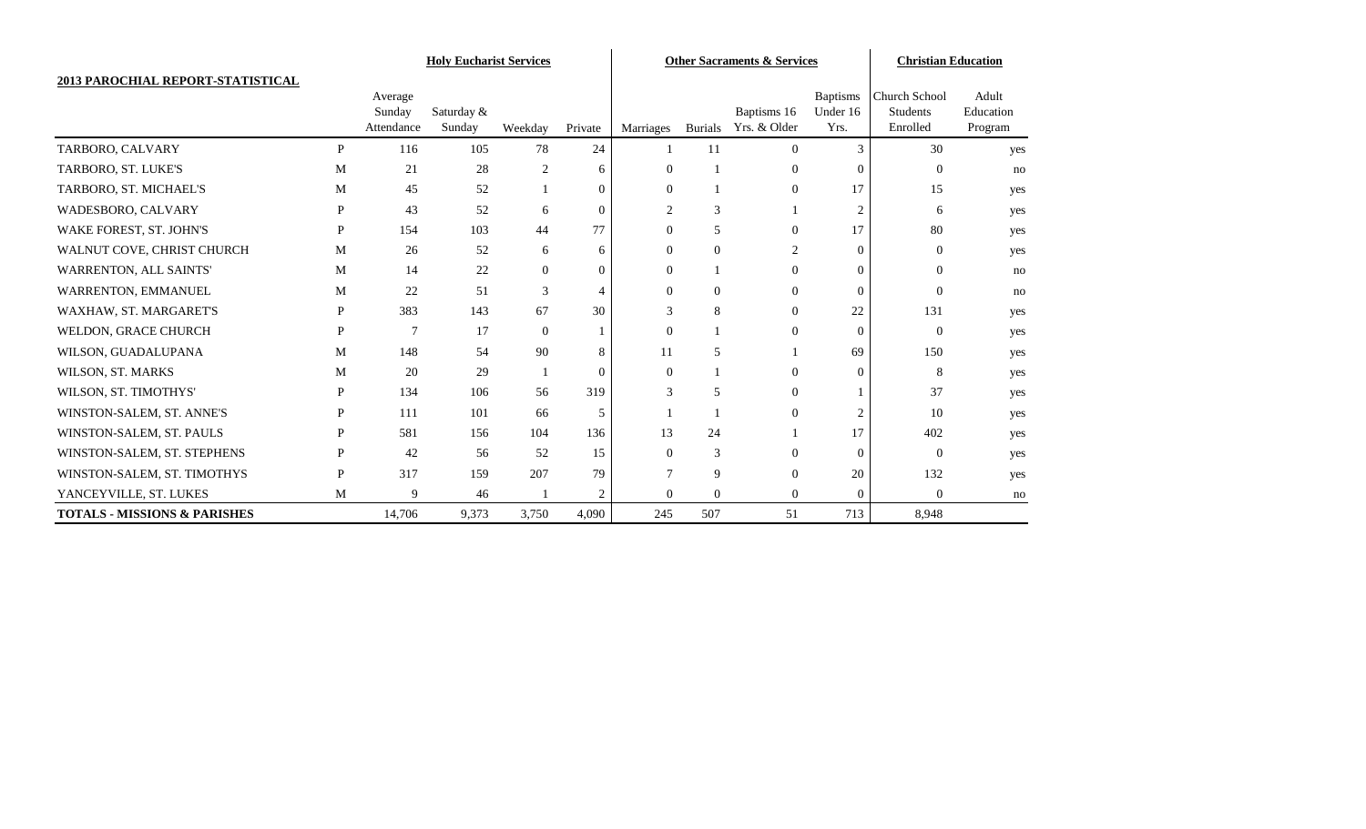| 2013 PAROCHIAL REPORT-STATISTICAL | | Holy Eucharist Services | | | | Other Sacraments & Services | | | | Christian Education | |
|---|---|---|---|---|---|---|---|---|---|---|---|
| | | Average Sunday Attendance | Saturday & Sunday | Weekday | Private | Marriages | Burials | Baptisms 16 Yrs. & Older | Baptisms Under 16 Yrs. | Church School Students Enrolled | Adult Education Program |
| TARBORO, CALVARY | P | 116 | 105 | 78 | 24 | 1 | 11 | 0 | 3 | 30 | yes |
| TARBORO, ST. LUKE'S | M | 21 | 28 | 2 | 6 | 0 | 1 | 0 | 0 | 0 | no |
| TARBORO, ST. MICHAEL'S | M | 45 | 52 | 1 | 0 | 0 | 1 | 0 | 17 | 15 | yes |
| WADESBORO, CALVARY | P | 43 | 52 | 6 | 0 | 2 | 3 | 1 | 2 | 6 | yes |
| WAKE FOREST, ST. JOHN'S | P | 154 | 103 | 44 | 77 | 0 | 5 | 0 | 17 | 80 | yes |
| WALNUT COVE, CHRIST CHURCH | M | 26 | 52 | 6 | 6 | 0 | 0 | 2 | 0 | 0 | yes |
| WARRENTON, ALL SAINTS' | M | 14 | 22 | 0 | 0 | 0 | 1 | 0 | 0 | 0 | no |
| WARRENTON, EMMANUEL | M | 22 | 51 | 3 | 4 | 0 | 0 | 0 | 0 | 0 | no |
| WAXHAW, ST. MARGARET'S | P | 383 | 143 | 67 | 30 | 3 | 8 | 0 | 22 | 131 | yes |
| WELDON, GRACE CHURCH | P | 7 | 17 | 0 | 1 | 0 | 1 | 0 | 0 | 0 | yes |
| WILSON, GUADALUPANA | M | 148 | 54 | 90 | 8 | 11 | 5 | 1 | 69 | 150 | yes |
| WILSON, ST. MARKS | M | 20 | 29 | 1 | 0 | 0 | 1 | 0 | 0 | 8 | yes |
| WILSON, ST. TIMOTHYS' | P | 134 | 106 | 56 | 319 | 3 | 5 | 0 | 1 | 37 | yes |
| WINSTON-SALEM, ST. ANNE'S | P | 111 | 101 | 66 | 5 | 1 | 1 | 0 | 2 | 10 | yes |
| WINSTON-SALEM, ST. PAULS | P | 581 | 156 | 104 | 136 | 13 | 24 | 1 | 17 | 402 | yes |
| WINSTON-SALEM, ST. STEPHENS | P | 42 | 56 | 52 | 15 | 0 | 3 | 0 | 0 | 0 | yes |
| WINSTON-SALEM, ST. TIMOTHYS | P | 317 | 159 | 207 | 79 | 7 | 9 | 0 | 20 | 132 | yes |
| YANCEYVILLE, ST. LUKES | M | 9 | 46 | 1 | 2 | 0 | 0 | 0 | 0 | 0 | no |
| **TOTALS - MISSIONS & PARISHES** | | 14,706 | 9,373 | 3,750 | 4,090 | 245 | 507 | 51 | 713 | 8,948 | |